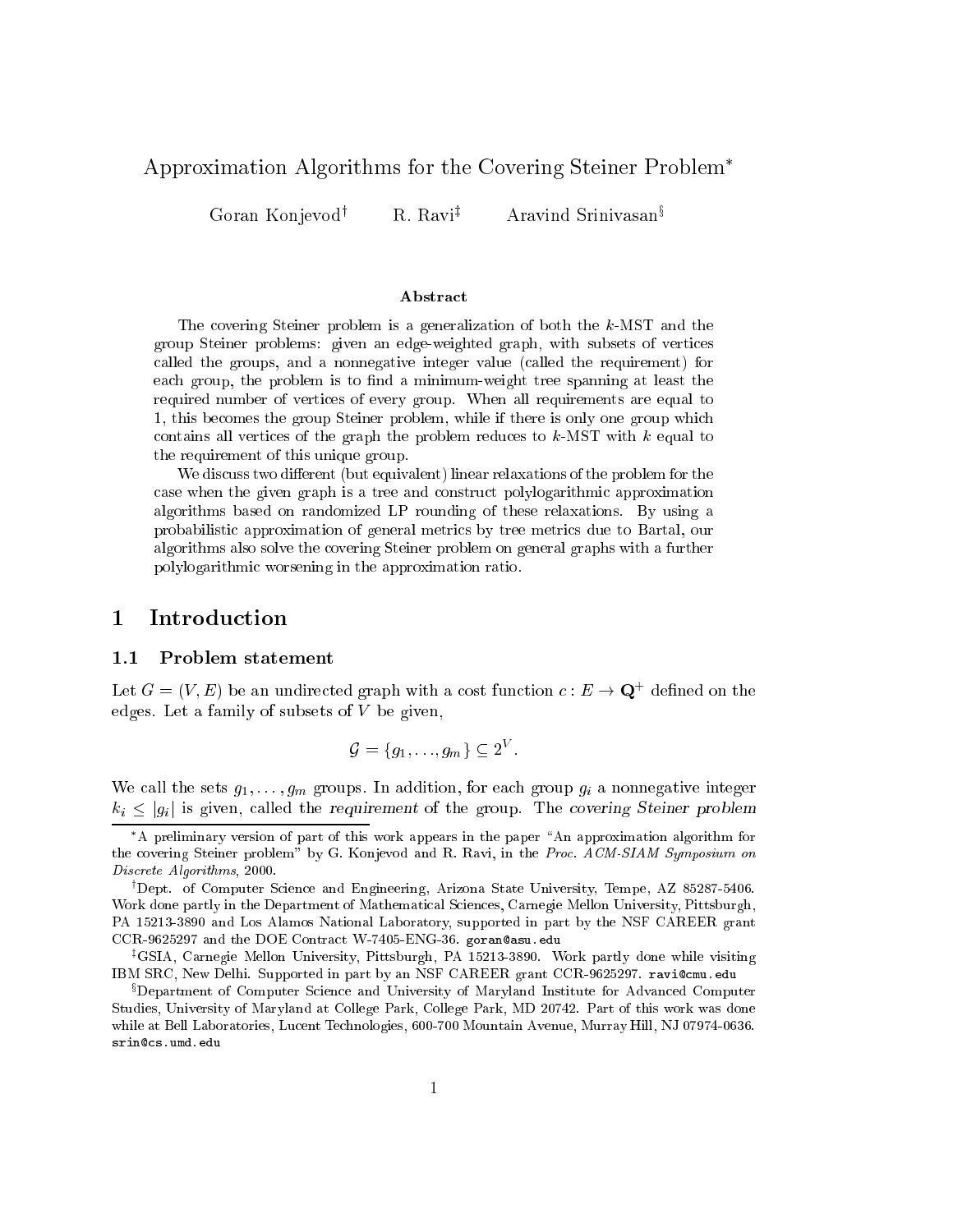# Approximation Algorithms for the Covering Steiner Problem*

Goran Konjevod† R. Ravi‡ Aravind Srinivasan§

### Abstract

The covering Steiner problem is a generalization of both the $k$-MST and the group Steiner problems: given an edge-weighted graph, with subsets of vertices called the groups, and a nonnegative integer value (called the requirement) for each group, the problem is to find a minimum-weight tree spanning at least the required number of vertices of every group. When all requirements are equal to 1, this becomes the group Steiner problem, while if there is only one group which contains all vertices of the graph the problem reduces to $k$-MST with $k$ equal to the requirement of this unique group.

We discuss two different (but equivalent) linear relaxations of the problem for the case when the given graph is a tree and construct polylogarithmic approximation algorithms based on randomized LP rounding of these relaxations. By using a probabilistic approximation of general metrics by tree metrics due to Bartal, our algorithms also solve the covering Steiner problem on general graphs with a further polylogarithmic worsening in the approximation ratio.

## 1 Introduction

### 1.1 Problem statement

Let $G = (V, E)$ be an undirected graph with a cost function $c : E \to \mathbf{Q}^+$ defined on the edges. Let a family of subsets of $V$ be given,

$$\mathcal{G} = \{g_1, \ldots, g_m\} \subseteq 2^V.$$

We call the sets $g_1, \ldots, g_m$ groups. In addition, for each group $g_i$ a nonnegative integer $k_i \leq |g_i|$ is given, called the *requirement* of the group. The *covering Steiner problem*

---

*A preliminary version of part of this work appears in the paper "An approximation algorithm for the covering Steiner problem" by G. Konjevod and R. Ravi, in the *Proc. ACM-SIAM Symposium on Discrete Algorithms*, 2000.

†Dept. of Computer Science and Engineering, Arizona State University, Tempe, AZ 85287-5406. Work done partly in the Department of Mathematical Sciences, Carnegie Mellon University, Pittsburgh, PA 15213-3890 and Los Alamos National Laboratory, supported in part by the NSF CAREER grant CCR-9625297 and the DOE Contract W-7405-ENG-36. goran@asu.edu

‡GSIA, Carnegie Mellon University, Pittsburgh, PA 15213-3890. Work partly done while visiting IBM SRC, New Delhi. Supported in part by an NSF CAREER grant CCR-9625297. ravi@cmu.edu

§Department of Computer Science and University of Maryland Institute for Advanced Computer Studies, University of Maryland at College Park, College Park, MD 20742. Part of this work was done while at Bell Laboratories, Lucent Technologies, 600-700 Mountain Avenue, Murray Hill, NJ 07974-0636. srin@cs.umd.edu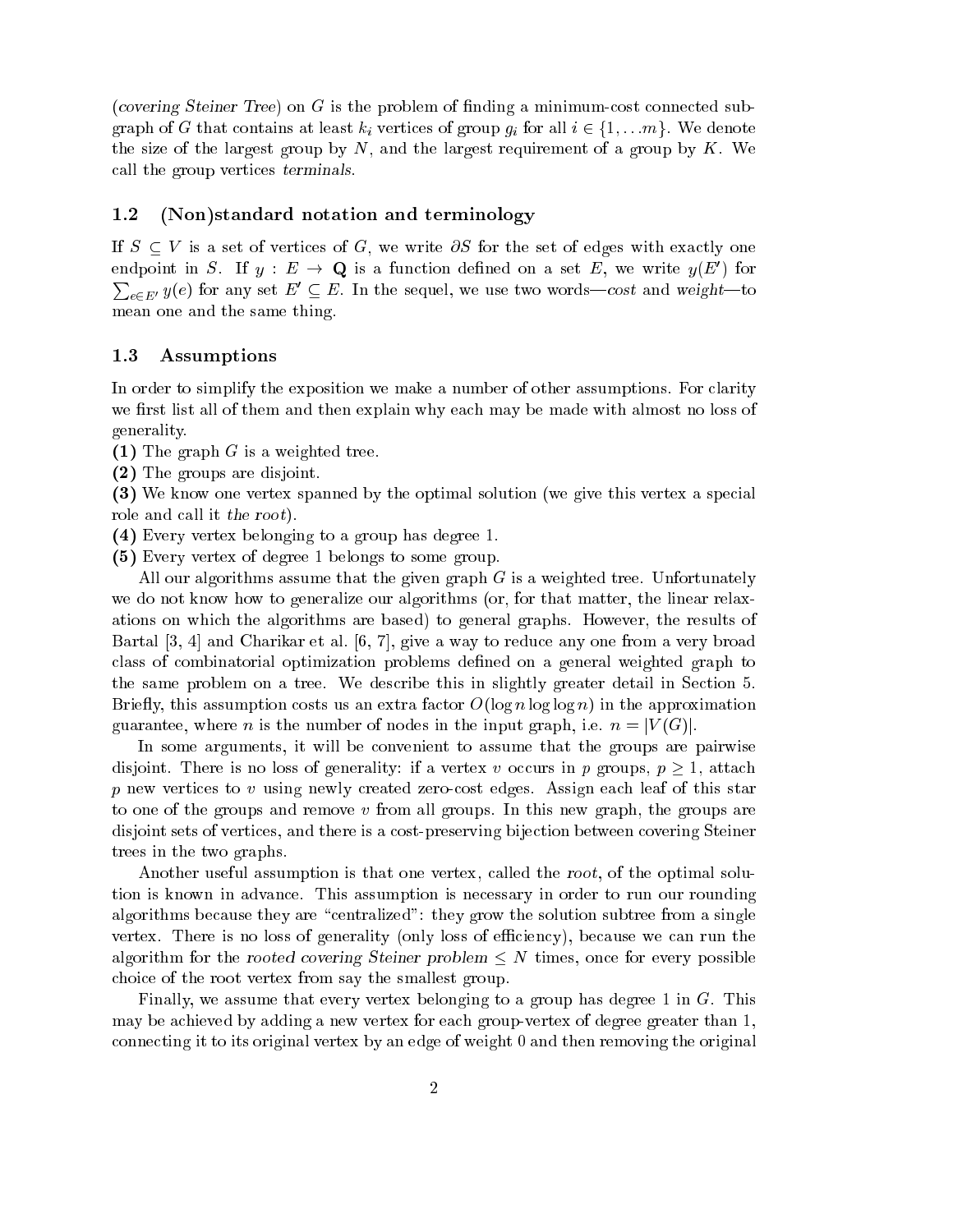(*covering Steiner Tree*) on $G$ is the problem of finding a minimum-cost connected subgraph of $G$ that contains at least $k_i$ vertices of group $g_i$ for all $i \in \{1, \dots m\}$. We denote the size of the largest group by $N$, and the largest requirement of a group by $K$. We call the group vertices *terminals*.

### 1.2 (Non)standard notation and terminology

If $S \subseteq V$ is a set of vertices of $G$, we write $\partial S$ for the set of edges with exactly one endpoint in $S$. If $y : E \to \mathbf{Q}$ is a function defined on a set $E$, we write $y(E')$ for $\sum_{e \in E'} y(e)$ for any set $E' \subseteq E$. In the sequel, we use two words—*cost* and *weight*—to mean one and the same thing.

### 1.3 Assumptions

In order to simplify the exposition we make a number of other assumptions. For clarity we first list all of them and then explain why each may be made with almost no loss of generality.

**(1)** The graph $G$ is a weighted tree.
**(2)** The groups are disjoint.
**(3)** We know one vertex spanned by the optimal solution (we give this vertex a special role and call it *the root*).
**(4)** Every vertex belonging to a group has degree 1.
**(5)** Every vertex of degree 1 belongs to some group.

All our algorithms assume that the given graph $G$ is a weighted tree. Unfortunately we do not know how to generalize our algorithms (or, for that matter, the linear relaxations on which the algorithms are based) to general graphs. However, the results of Bartal [3, 4] and Charikar et al. [6, 7], give a way to reduce any one from a very broad class of combinatorial optimization problems defined on a general weighted graph to the same problem on a tree. We describe this in slightly greater detail in Section 5. Briefly, this assumption costs us an extra factor $O(\log n \log \log n)$ in the approximation guarantee, where $n$ is the number of nodes in the input graph, i.e. $n = |V(G)|$.

In some arguments, it will be convenient to assume that the groups are pairwise disjoint. There is no loss of generality: if a vertex $v$ occurs in $p$ groups, $p \geq 1$, attach $p$ new vertices to $v$ using newly created zero-cost edges. Assign each leaf of this star to one of the groups and remove $v$ from all groups. In this new graph, the groups are disjoint sets of vertices, and there is a cost-preserving bijection between covering Steiner trees in the two graphs.

Another useful assumption is that one vertex, called the *root*, of the optimal solution is known in advance. This assumption is necessary in order to run our rounding algorithms because they are "centralized": they grow the solution subtree from a single vertex. There is no loss of generality (only loss of efficiency), because we can run the algorithm for the *rooted covering Steiner problem* $\leq N$ times, once for every possible choice of the root vertex from say the smallest group.

Finally, we assume that every vertex belonging to a group has degree 1 in $G$. This may be achieved by adding a new vertex for each group-vertex of degree greater than 1, connecting it to its original vertex by an edge of weight 0 and then removing the original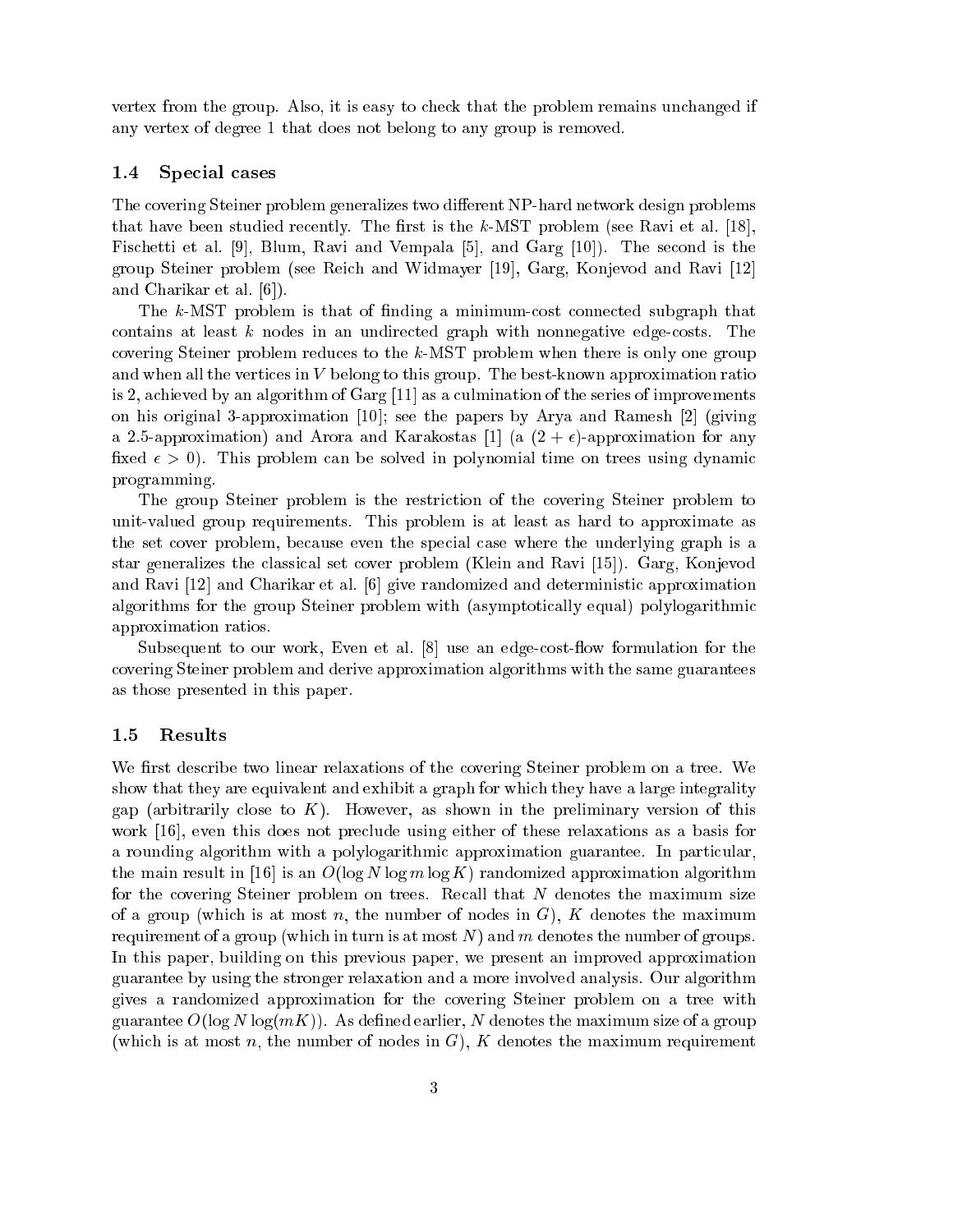vertex from the group. Also, it is easy to check that the problem remains unchanged if any vertex of degree 1 that does not belong to any group is removed.

### 1.4 Special cases

The covering Steiner problem generalizes two different NP-hard network design problems that have been studied recently. The first is the $k$-MST problem (see Ravi et al. [18], Fischetti et al. [9], Blum, Ravi and Vempala [5], and Garg [10]). The second is the group Steiner problem (see Reich and Widmayer [19], Garg, Konjevod and Ravi [12] and Charikar et al. [6]).

The $k$-MST problem is that of finding a minimum-cost connected subgraph that contains at least $k$ nodes in an undirected graph with nonnegative edge-costs. The covering Steiner problem reduces to the $k$-MST problem when there is only one group and when all the vertices in $V$ belong to this group. The best-known approximation ratio is 2, achieved by an algorithm of Garg [11] as a culmination of the series of improvements on his original 3-approximation [10]; see the papers by Arya and Ramesh [2] (giving a 2.5-approximation) and Arora and Karakostas [1] (a $(2+\epsilon)$-approximation for any fixed $\epsilon > 0$). This problem can be solved in polynomial time on trees using dynamic programming.

The group Steiner problem is the restriction of the covering Steiner problem to unit-valued group requirements. This problem is at least as hard to approximate as the set cover problem, because even the special case where the underlying graph is a star generalizes the classical set cover problem (Klein and Ravi [15]). Garg, Konjevod and Ravi [12] and Charikar et al. [6] give randomized and deterministic approximation algorithms for the group Steiner problem with (asymptotically equal) polylogarithmic approximation ratios.

Subsequent to our work, Even et al. [8] use an edge-cost-flow formulation for the covering Steiner problem and derive approximation algorithms with the same guarantees as those presented in this paper.

### 1.5 Results

We first describe two linear relaxations of the covering Steiner problem on a tree. We show that they are equivalent and exhibit a graph for which they have a large integrality gap (arbitrarily close to $K$). However, as shown in the preliminary version of this work [16], even this does not preclude using either of these relaxations as a basis for a rounding algorithm with a polylogarithmic approximation guarantee. In particular, the main result in [16] is an $O(\log N \log m \log K)$ randomized approximation algorithm for the covering Steiner problem on trees. Recall that $N$ denotes the maximum size of a group (which is at most $n$, the number of nodes in $G$), $K$ denotes the maximum requirement of a group (which in turn is at most $N$) and $m$ denotes the number of groups. In this paper, building on this previous paper, we present an improved approximation guarantee by using the stronger relaxation and a more involved analysis. Our algorithm gives a randomized approximation for the covering Steiner problem on a tree with guarantee $O(\log N \log(mK))$. As defined earlier, $N$ denotes the maximum size of a group (which is at most $n$, the number of nodes in $G$), $K$ denotes the maximum requirement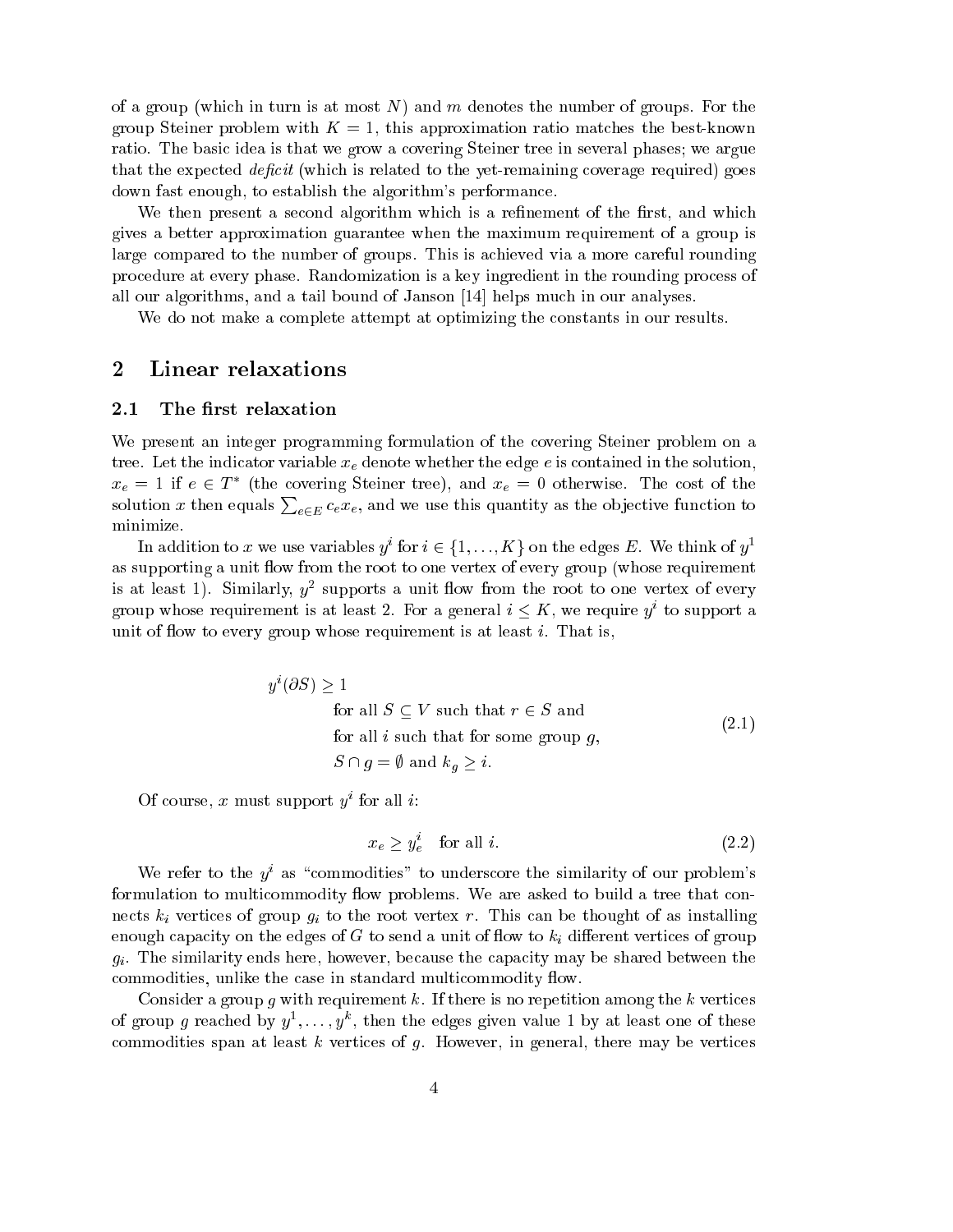of a group (which in turn is at most $N$) and $m$ denotes the number of groups. For the group Steiner problem with $K = 1$, this approximation ratio matches the best-known ratio. The basic idea is that we grow a covering Steiner tree in several phases; we argue that the expected *deficit* (which is related to the yet-remaining coverage required) goes down fast enough, to establish the algorithm's performance.

We then present a second algorithm which is a refinement of the first, and which gives a better approximation guarantee when the maximum requirement of a group is large compared to the number of groups. This is achieved via a more careful rounding procedure at every phase. Randomization is a key ingredient in the rounding process of all our algorithms, and a tail bound of Janson [14] helps much in our analyses.

We do not make a complete attempt at optimizing the constants in our results.

## 2 Linear relaxations

### 2.1 The first relaxation

We present an integer programming formulation of the covering Steiner problem on a tree. Let the indicator variable $x_e$ denote whether the edge $e$ is contained in the solution, $x_e = 1$ if $e \in T^*$ (the covering Steiner tree), and $x_e = 0$ otherwise. The cost of the solution $x$ then equals $\sum_{e \in E} c_e x_e$, and we use this quantity as the objective function to minimize.

In addition to $x$ we use variables $y^i$ for $i \in \{1, \ldots, K\}$ on the edges $E$. We think of $y^1$ as supporting a unit flow from the root to one vertex of every group (whose requirement is at least 1). Similarly, $y^2$ supports a unit flow from the root to one vertex of every group whose requirement is at least 2. For a general $i \le K$, we require $y^i$ to support a unit of flow to every group whose requirement is at least $i$. That is,

$$
\begin{aligned}
& y^i(\partial S) \ge 1 \\
& \qquad \text{for all } S \subseteq V \text{ such that } r \in S \text{ and} \\
& \qquad \text{for all } i \text{ such that for some group } g, \\
& \qquad S \cap g = \emptyset \text{ and } k_g \ge i.
\end{aligned}
\tag{2.1}
$$

Of course, $x$ must support $y^i$ for all $i$:

$$x_e \ge y^i_e \quad \text{for all } i. \tag{2.2}$$

We refer to the $y^i$ as "commodities" to underscore the similarity of our problem's formulation to multicommodity flow problems. We are asked to build a tree that connects $k_i$ vertices of group $g_i$ to the root vertex $r$. This can be thought of as installing enough capacity on the edges of $G$ to send a unit of flow to $k_i$ different vertices of group $g_i$. The similarity ends here, however, because the capacity may be shared between the commodities, unlike the case in standard multicommodity flow.

Consider a group $g$ with requirement $k$. If there is no repetition among the $k$ vertices of group $g$ reached by $y^1, \ldots, y^k$, then the edges given value 1 by at least one of these commodities span at least $k$ vertices of $g$. However, in general, there may be vertices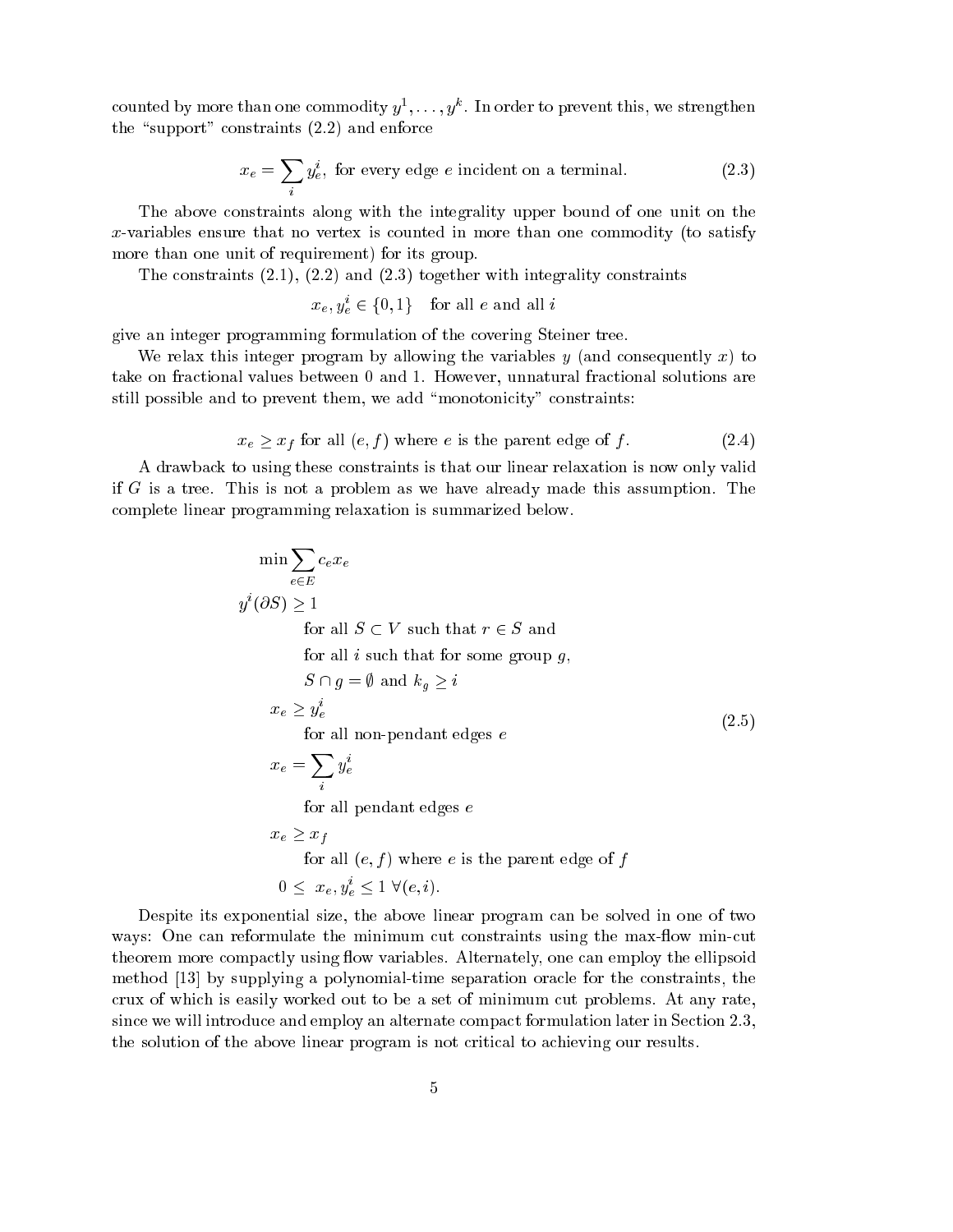counted by more than one commodity $y^1, \dots, y^k$. In order to prevent this, we strengthen the "support" constraints (2.2) and enforce

$$x_e = \sum_i y_e^i, \text{ for every edge } e \text{ incident on a terminal.} \tag{2.3}$$

The above constraints along with the integrality upper bound of one unit on the $x$-variables ensure that no vertex is counted in more than one commodity (to satisfy more than one unit of requirement) for its group.

The constraints (2.1), (2.2) and (2.3) together with integrality constraints

$$x_e, y_e^i \in \{0, 1\} \quad \text{for all } e \text{ and all } i$$

give an integer programming formulation of the covering Steiner tree.

We relax this integer program by allowing the variables $y$ (and consequently $x$) to take on fractional values between 0 and 1. However, unnatural fractional solutions are still possible and to prevent them, we add "monotonicity" constraints:

$$x_e \geq x_f \text{ for all } (e, f) \text{ where } e \text{ is the parent edge of } f. \tag{2.4}$$

A drawback to using these constraints is that our linear relaxation is now only valid if $G$ is a tree. This is not a problem as we have already made this assumption. The complete linear programming relaxation is summarized below.

$$
\begin{aligned}
& \min \sum_{e \in E} c_e x_e \\
& y^i(\partial S) \geq 1 \\
& \qquad \text{for all } S \subset V \text{ such that } r \in S \text{ and} \\
& \qquad \text{for all } i \text{ such that for some group } g, \\
& \qquad S \cap g = \emptyset \text{ and } k_g \geq i \\
& x_e \geq y_e^i \\
& \qquad \text{for all non-pendant edges } e \\
& x_e = \sum_i y_e^i \\
& \qquad \text{for all pendant edges } e \\
& x_e \geq x_f \\
& \qquad \text{for all } (e, f) \text{ where } e \text{ is the parent edge of } f \\
& 0 \leq \ x_e, y_e^i \leq 1 \ \forall (e, i).
\end{aligned}
\tag{2.5}
$$

Despite its exponential size, the above linear program can be solved in one of two ways: One can reformulate the minimum cut constraints using the max-flow min-cut theorem more compactly using flow variables. Alternately, one can employ the ellipsoid method [13] by supplying a polynomial-time separation oracle for the constraints, the crux of which is easily worked out to be a set of minimum cut problems. At any rate, since we will introduce and employ an alternate compact formulation later in Section 2.3, the solution of the above linear program is not critical to achieving our results.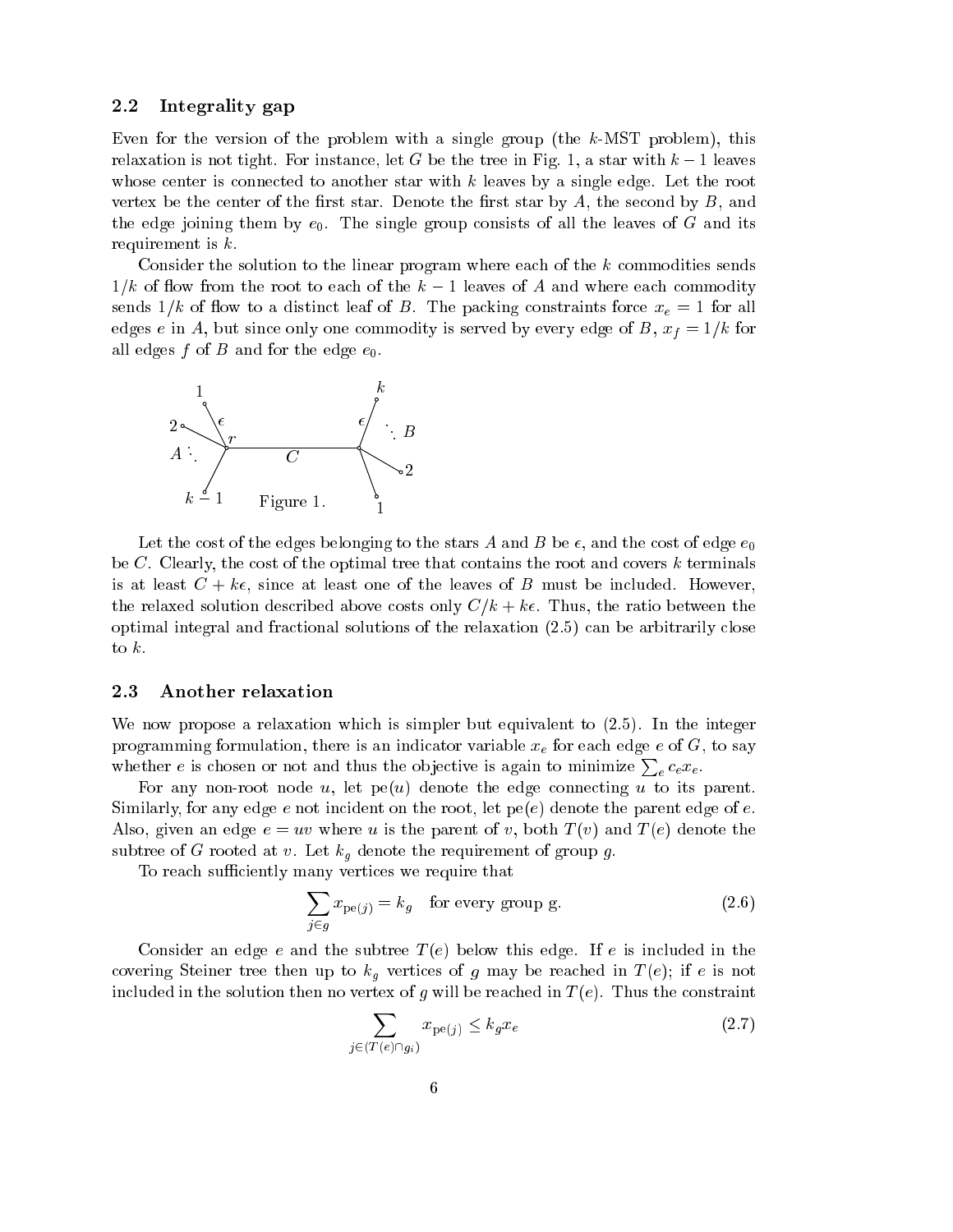### 2.2 Integrality gap

Even for the version of the problem with a single group (the $k$-MST problem), this relaxation is not tight. For instance, let $G$ be the tree in Fig. 1, a star with $k-1$ leaves whose center is connected to another star with $k$ leaves by a single edge. Let the root vertex be the center of the first star. Denote the first star by $A$, the second by $B$, and the edge joining them by $e_0$. The single group consists of all the leaves of $G$ and its requirement is $k$.

Consider the solution to the linear program where each of the $k$ commodities sends $1/k$ of flow from the root to each of the $k-1$ leaves of $A$ and where each commodity sends $1/k$ of flow to a distinct leaf of $B$. The packing constraints force $x_e = 1$ for all edges $e$ in $A$, but since only one commodity is served by every edge of $B$, $x_f = 1/k$ for all edges $f$ of $B$ and for the edge $e_0$.

Figure 1.

Let the cost of the edges belonging to the stars $A$ and $B$ be $\epsilon$, and the cost of edge $e_0$ be $C$. Clearly, the cost of the optimal tree that contains the root and covers $k$ terminals is at least $C + k\epsilon$, since at least one of the leaves of $B$ must be included. However, the relaxed solution described above costs only $C/k + k\epsilon$. Thus, the ratio between the optimal integral and fractional solutions of the relaxation (2.5) can be arbitrarily close to $k$.

### 2.3 Another relaxation

We now propose a relaxation which is simpler but equivalent to (2.5). In the integer programming formulation, there is an indicator variable $x_e$ for each edge $e$ of $G$, to say whether $e$ is chosen or not and thus the objective is again to minimize $\sum_e c_e x_e$.

For any non-root node $u$, let $\mathrm{pe}(u)$ denote the edge connecting $u$ to its parent. Similarly, for any edge $e$ not incident on the root, let $\mathrm{pe}(e)$ denote the parent edge of $e$. Also, given an edge $e = uv$ where $u$ is the parent of $v$, both $T(v)$ and $T(e)$ denote the subtree of $G$ rooted at $v$. Let $k_g$ denote the requirement of group $g$.

To reach sufficiently many vertices we require that

$$\sum_{j \in g} x_{\mathrm{pe}(j)} = k_g \quad \text{for every group g.} \tag{2.6}$$

Consider an edge $e$ and the subtree $T(e)$ below this edge. If $e$ is included in the covering Steiner tree then up to $k_g$ vertices of $g$ may be reached in $T(e)$; if $e$ is not included in the solution then no vertex of $g$ will be reached in $T(e)$. Thus the constraint

$$\sum_{j \in (T(e) \cap g_i)} x_{\mathrm{pe}(j)} \le k_g x_e \tag{2.7}$$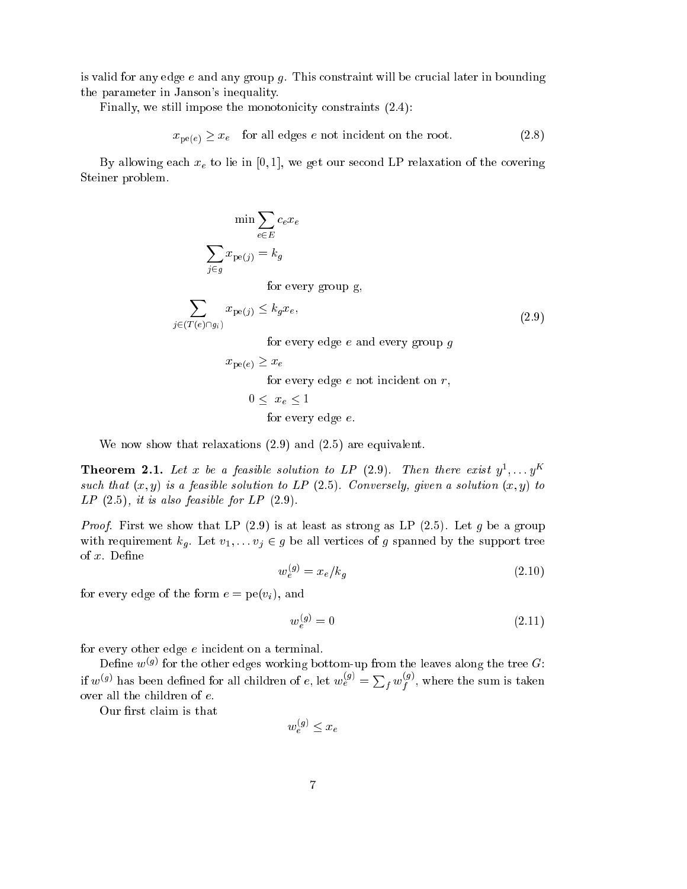is valid for any edge $e$ and any group $g$. This constraint will be crucial later in bounding the parameter in Janson's inequality.

Finally, we still impose the monotonicity constraints (2.4):

$$x_{\mathrm{pe}(e)} \geq x_e \quad \text{for all edges } e \text{ not incident on the root.} \tag{2.8}$$

By allowing each $x_e$ to lie in $[0,1]$, we get our second LP relaxation of the covering Steiner problem.

$$\begin{aligned}
& \min \sum_{e \in E} c_e x_e \\
& \sum_{j \in g} x_{\mathrm{pe}(j)} = k_g \\
& \qquad \text{for every group g,} \\
& \sum_{j \in (T(e) \cap g_i)} x_{\mathrm{pe}(j)} \leq k_g x_e, \\
& \qquad \text{for every edge } e \text{ and every group } g \\
& x_{\mathrm{pe}(e)} \geq x_e \\
& \qquad \text{for every edge } e \text{ not incident on } r, \\
& 0 \leq x_e \leq 1 \\
& \qquad \text{for every edge } e.
\end{aligned} \tag{2.9}$$

We now show that relaxations (2.9) and (2.5) are equivalent.

**Theorem 2.1.** *Let $x$ be a feasible solution to LP (2.9). Then there exist $y^1, \ldots y^K$ such that $(x, y)$ is a feasible solution to LP (2.5). Conversely, given a solution $(x, y)$ to LP (2.5), it is also feasible for LP (2.9).*

*Proof.* First we show that LP (2.9) is at least as strong as LP (2.5). Let $g$ be a group with requirement $k_g$. Let $v_1, \ldots v_j \in g$ be all vertices of $g$ spanned by the support tree of $x$. Define

$$w_e^{(g)} = x_e / k_g \tag{2.10}$$

for every edge of the form $e = \mathrm{pe}(v_i)$, and

$$w_e^{(g)} = 0 \tag{2.11}$$

for every other edge $e$ incident on a terminal.

Define $w^{(g)}$ for the other edges working bottom-up from the leaves along the tree $G$: if $w^{(g)}$ has been defined for all children of $e$, let $w_e^{(g)} = \sum_f w_f^{(g)}$, where the sum is taken over all the children of $e$.

Our first claim is that

$$w_e^{(g)} \leq x_e$$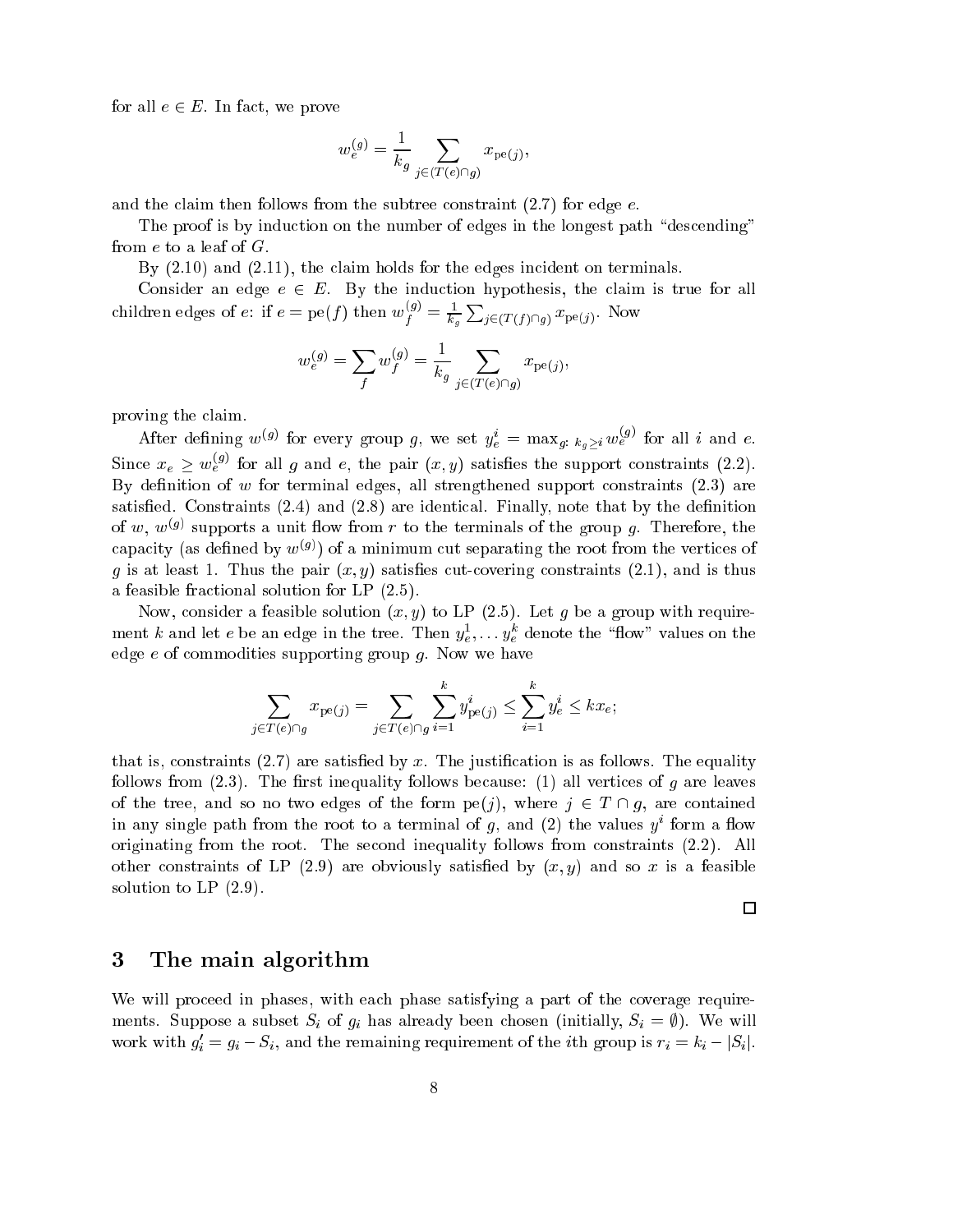for all $e \in E$. In fact, we prove

$$w_e^{(g)} = \frac{1}{k_g} \sum_{j \in (T(e) \cap g)} x_{\mathrm{pe}(j)},$$

and the claim then follows from the subtree constraint (2.7) for edge $e$.

The proof is by induction on the number of edges in the longest path "descending" from $e$ to a leaf of $G$.

By (2.10) and (2.11), the claim holds for the edges incident on terminals.

Consider an edge $e \in E$. By the induction hypothesis, the claim is true for all children edges of $e$: if $e = \mathrm{pe}(f)$ then $w_f^{(g)} = \frac{1}{k_g} \sum_{j \in (T(f) \cap g)} x_{\mathrm{pe}(j)}$. Now

$$w_e^{(g)} = \sum_f w_f^{(g)} = \frac{1}{k_g} \sum_{j \in (T(e) \cap g)} x_{\mathrm{pe}(j)},$$

proving the claim.

After defining $w^{(g)}$ for every group $g$, we set $y_e^i = \max_{g:\, k_g \geq i} w_e^{(g)}$ for all $i$ and $e$. Since $x_e \geq w_e^{(g)}$ for all $g$ and $e$, the pair $(x, y)$ satisfies the support constraints (2.2). By definition of $w$ for terminal edges, all strengthened support constraints (2.3) are satisfied. Constraints (2.4) and (2.8) are identical. Finally, note that by the definition of $w$, $w^{(g)}$ supports a unit flow from $r$ to the terminals of the group $g$. Therefore, the capacity (as defined by $w^{(g)}$) of a minimum cut separating the root from the vertices of $g$ is at least 1. Thus the pair $(x, y)$ satisfies cut-covering constraints (2.1), and is thus a feasible fractional solution for LP (2.5).

Now, consider a feasible solution $(x, y)$ to LP (2.5). Let $g$ be a group with requirement $k$ and let $e$ be an edge in the tree. Then $y_e^1, \ldots y_e^k$ denote the "flow" values on the edge $e$ of commodities supporting group $g$. Now we have

$$\sum_{j \in T(e) \cap g} x_{\mathrm{pe}(j)} = \sum_{j \in T(e) \cap g} \sum_{i=1}^{k} y_{\mathrm{pe}(j)}^i \leq \sum_{i=1}^{k} y_e^i \leq k x_e;$$

that is, constraints (2.7) are satisfied by $x$. The justification is as follows. The equality follows from (2.3). The first inequality follows because: (1) all vertices of $g$ are leaves of the tree, and so no two edges of the form $\mathrm{pe}(j)$, where $j \in T \cap g$, are contained in any single path from the root to a terminal of $g$, and (2) the values $y^i$ form a flow originating from the root. The second inequality follows from constraints (2.2). All other constraints of LP (2.9) are obviously satisfied by $(x, y)$ and so $x$ is a feasible solution to LP (2.9).

□

## 3 The main algorithm

We will proceed in phases, with each phase satisfying a part of the coverage requirements. Suppose a subset $S_i$ of $g_i$ has already been chosen (initially, $S_i = \emptyset$). We will work with $g_i' = g_i - S_i$, and the remaining requirement of the $i$th group is $r_i = k_i - |S_i|$.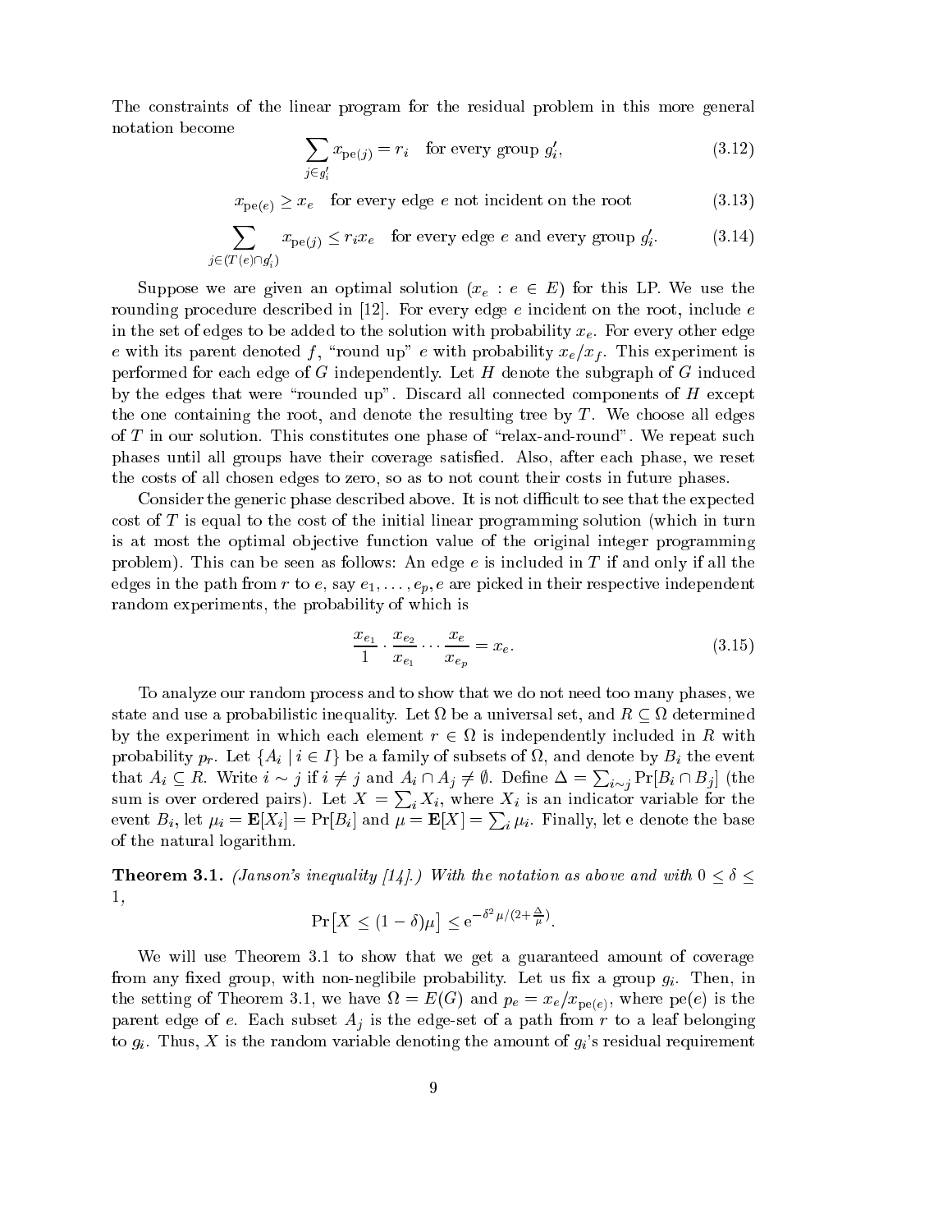The constraints of the linear program for the residual problem in this more general notation become

$$\sum_{j \in g_i'} x_{\mathrm{pe}(j)} = r_i \quad \text{for every group } g_i', \tag{3.12}$$

$$x_{\mathrm{pe}(e)} \geq x_e \quad \text{for every edge } e \text{ not incident on the root} \tag{3.13}$$

$$\sum_{j \in (T(e) \cap g_i')} x_{\mathrm{pe}(j)} \leq r_i x_e \quad \text{for every edge } e \text{ and every group } g_i'. \tag{3.14}$$

Suppose we are given an optimal solution $(x_e : e \in E)$ for this LP. We use the rounding procedure described in [12]. For every edge $e$ incident on the root, include $e$ in the set of edges to be added to the solution with probability $x_e$. For every other edge $e$ with its parent denoted $f$, "round up" $e$ with probability $x_e/x_f$. This experiment is performed for each edge of $G$ independently. Let $H$ denote the subgraph of $G$ induced by the edges that were "rounded up". Discard all connected components of $H$ except the one containing the root, and denote the resulting tree by $T$. We choose all edges of $T$ in our solution. This constitutes one phase of "relax-and-round". We repeat such phases until all groups have their coverage satisfied. Also, after each phase, we reset the costs of all chosen edges to zero, so as to not count their costs in future phases.

Consider the generic phase described above. It is not difficult to see that the expected cost of $T$ is equal to the cost of the initial linear programming solution (which in turn is at most the optimal objective function value of the original integer programming problem). This can be seen as follows: An edge $e$ is included in $T$ if and only if all the edges in the path from $r$ to $e$, say $e_1, \ldots, e_p, e$ are picked in their respective independent random experiments, the probability of which is

$$\frac{x_{e_1}}{1} \cdot \frac{x_{e_2}}{x_{e_1}} \cdots \frac{x_e}{x_{e_p}} = x_e. \tag{3.15}$$

To analyze our random process and to show that we do not need too many phases, we state and use a probabilistic inequality. Let $\Omega$ be a universal set, and $R \subseteq \Omega$ determined by the experiment in which each element $r \in \Omega$ is independently included in $R$ with probability $p_r$. Let $\{A_i \mid i \in I\}$ be a family of subsets of $\Omega$, and denote by $B_i$ the event that $A_i \subseteq R$. Write $i \sim j$ if $i \neq j$ and $A_i \cap A_j \neq \emptyset$. Define $\Delta = \sum_{i \sim j} \Pr[B_i \cap B_j]$ (the sum is over ordered pairs). Let $X = \sum_i X_i$, where $X_i$ is an indicator variable for the event $B_i$, let $\mu_i = \mathbf{E}[X_i] = \Pr[B_i]$ and $\mu = \mathbf{E}[X] = \sum_i \mu_i$. Finally, let e denote the base of the natural logarithm.

**Theorem 3.1.** *(Janson's inequality [14].) With the notation as above and with $0 \leq \delta \leq 1$,*

$$\Pr\big[X \leq (1-\delta)\mu\big] \leq \mathrm{e}^{-\delta^2 \mu / (2 + \frac{\Delta}{\mu})}.$$

We will use Theorem 3.1 to show that we get a guaranteed amount of coverage from any fixed group, with non-neglibile probability. Let us fix a group $g_i$. Then, in the setting of Theorem 3.1, we have $\Omega = E(G)$ and $p_e = x_e / x_{\mathrm{pe}(e)}$, where $\mathrm{pe}(e)$ is the parent edge of $e$. Each subset $A_j$ is the edge-set of a path from $r$ to a leaf belonging to $g_i$. Thus, $X$ is the random variable denoting the amount of $g_i$'s residual requirement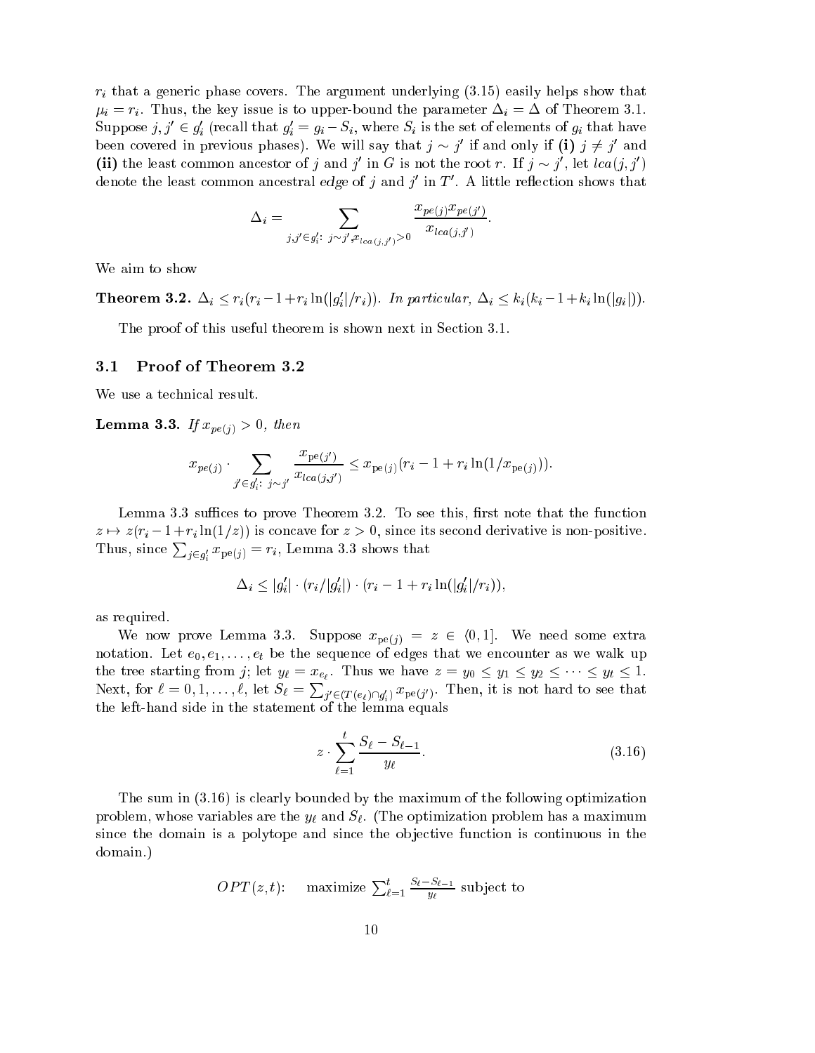$r_i$ that a generic phase covers. The argument underlying (3.15) easily helps show that $\mu_i = r_i$. Thus, the key issue is to upper-bound the parameter $\Delta_i = \Delta$ of Theorem 3.1. Suppose $j, j' \in g_i'$ (recall that $g_i' = g_i - S_i$, where $S_i$ is the set of elements of $g_i$ that have been covered in previous phases). We will say that $j \sim j'$ if and only if **(i)** $j \neq j'$ and **(ii)** the least common ancestor of $j$ and $j'$ in $G$ is not the root $r$. If $j \sim j'$, let $lca(j, j')$ denote the least common ancestral *edge* of $j$ and $j'$ in $T'$. A little reflection shows that

$$\Delta_i = \sum_{j,j' \in g_i':\ j \sim j', x_{lca(j,j')} > 0} \frac{x_{pe(j)} x_{pe(j')}}{x_{lca(j,j')}}.$$

We aim to show

**Theorem 3.2.** *$\Delta_i \leq r_i(r_i - 1 + r_i \ln(|g_i'|/r_i))$. In particular, $\Delta_i \leq k_i(k_i - 1 + k_i \ln(|g_i|))$.*

The proof of this useful theorem is shown next in Section 3.1.

## 3.1 Proof of Theorem 3.2

We use a technical result.

**Lemma 3.3.** *If $x_{pe(j)} > 0$, then*

$$x_{pe(j)} \cdot \sum_{j' \in g_i':\ j \sim j'} \frac{x_{\mathrm{pe}(j')}}{x_{lca(j,j')}} \leq x_{\mathrm{pe}(j)}(r_i - 1 + r_i \ln(1/x_{\mathrm{pe}(j)})).$$

Lemma 3.3 suffices to prove Theorem 3.2. To see this, first note that the function $z \mapsto z(r_i - 1 + r_i \ln(1/z))$ is concave for $z > 0$, since its second derivative is non-positive. Thus, since $\sum_{j \in g_i'} x_{\mathrm{pe}(j)} = r_i$, Lemma 3.3 shows that

$$\Delta_i \leq |g_i'| \cdot (r_i/|g_i'|) \cdot (r_i - 1 + r_i \ln(|g_i'|/r_i)),$$

as required.

We now prove Lemma 3.3. Suppose $x_{\mathrm{pe}(j)} = z \in \langle 0, 1]$. We need some extra notation. Let $e_0, e_1, \ldots, e_t$ be the sequence of edges that we encounter as we walk up the tree starting from $j$; let $y_\ell = x_{e_\ell}$. Thus we have $z = y_0 \leq y_1 \leq y_2 \leq \cdots \leq y_t \leq 1$. Next, for $\ell = 0, 1, \ldots, \ell$, let $S_\ell = \sum_{j' \in (T(e_\ell) \cap g_i')} x_{\mathrm{pe}(j')}$. Then, it is not hard to see that the left-hand side in the statement of the lemma equals

$$z \cdot \sum_{\ell=1}^{t} \frac{S_\ell - S_{\ell-1}}{y_\ell}. \tag{3.16}$$

The sum in (3.16) is clearly bounded by the maximum of the following optimization problem, whose variables are the $y_\ell$ and $S_\ell$. (The optimization problem has a maximum since the domain is a polytope and since the objective function is continuous in the domain.)

$OPT(z, t)$: maximize $\sum_{\ell=1}^{t} \frac{S_\ell - S_{\ell-1}}{y_\ell}$ subject to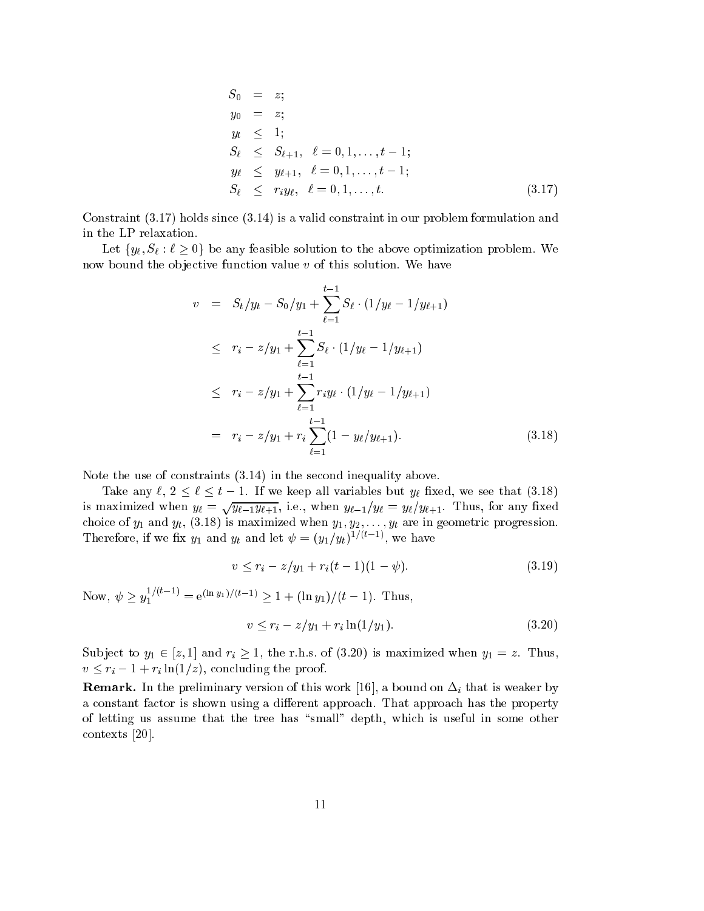$$
\begin{aligned}
S_0 &= z; \\
y_0 &= z; \\
y_t &\leq 1; \\
S_\ell &\leq S_{\ell+1}, \quad \ell = 0, 1, \ldots, t-1; \\
y_\ell &\leq y_{\ell+1}, \quad \ell = 0, 1, \ldots, t-1; \\
S_\ell &\leq r_i y_\ell, \quad \ell = 0, 1, \ldots, t. \qquad (3.17)
\end{aligned}
$$

Constraint (3.17) holds since (3.14) is a valid constraint in our problem formulation and in the LP relaxation.

Let $\{y_\ell, S_\ell : \ell \geq 0\}$ be any feasible solution to the above optimization problem. We now bound the objective function value $v$ of this solution. We have

$$
\begin{aligned}
v &= S_t/y_t - S_0/y_1 + \sum_{\ell=1}^{t-1} S_\ell \cdot (1/y_\ell - 1/y_{\ell+1}) \\
&\leq r_i - z/y_1 + \sum_{\ell=1}^{t-1} S_\ell \cdot (1/y_\ell - 1/y_{\ell+1}) \\
&\leq r_i - z/y_1 + \sum_{\ell=1}^{t-1} r_i y_\ell \cdot (1/y_\ell - 1/y_{\ell+1}) \\
&= r_i - z/y_1 + r_i \sum_{\ell=1}^{t-1} (1 - y_\ell/y_{\ell+1}). \qquad (3.18)
\end{aligned}
$$

Note the use of constraints (3.14) in the second inequality above.

Take any $\ell$, $2 \leq \ell \leq t-1$. If we keep all variables but $y_\ell$ fixed, we see that (3.18) is maximized when $y_\ell = \sqrt{y_{\ell-1} y_{\ell+1}}$, i.e., when $y_{\ell-1}/y_\ell = y_\ell/y_{\ell+1}$. Thus, for any fixed choice of $y_1$ and $y_t$, (3.18) is maximized when $y_1, y_2, \ldots, y_t$ are in geometric progression. Therefore, if we fix $y_1$ and $y_t$ and let $\psi = (y_1/y_t)^{1/(t-1)}$, we have

$$
v \leq r_i - z/y_1 + r_i (t-1)(1 - \psi). \qquad (3.19)
$$

Now, $\psi \geq y_1^{1/(t-1)} = \mathrm{e}^{(\ln y_1)/(t-1)} \geq 1 + (\ln y_1)/(t-1)$. Thus,

$$
v \leq r_i - z/y_1 + r_i \ln(1/y_1). \qquad (3.20)
$$

Subject to $y_1 \in [z, 1]$ and $r_i \geq 1$, the r.h.s. of (3.20) is maximized when $y_1 = z$. Thus, $v \leq r_i - 1 + r_i \ln(1/z)$, concluding the proof.

**Remark.** In the preliminary version of this work [16], a bound on $\Delta_i$ that is weaker by a constant factor is shown using a different approach. That approach has the property of letting us assume that the tree has "small" depth, which is useful in some other contexts [20].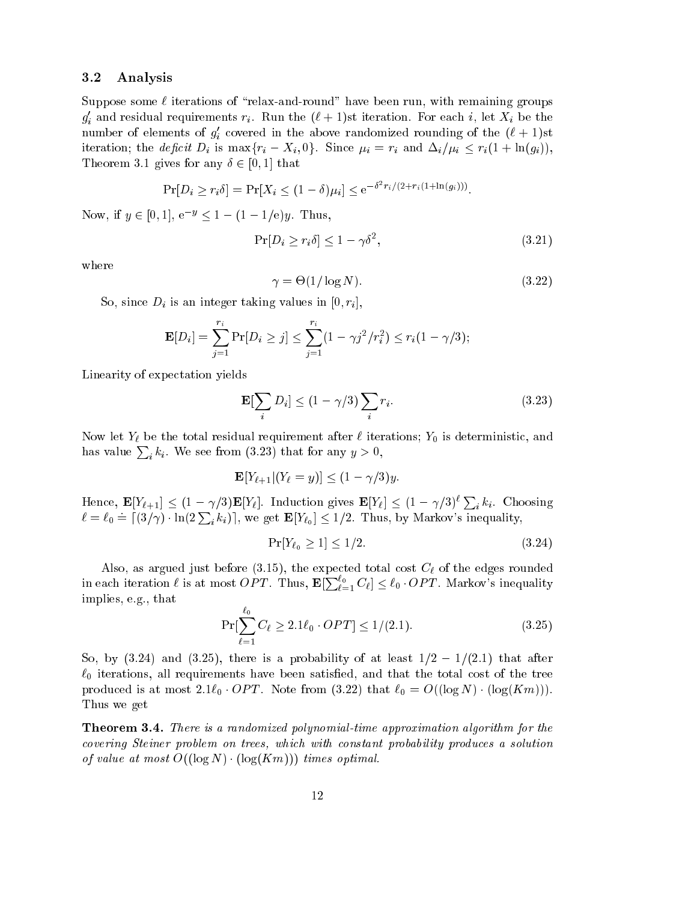### 3.2 Analysis

Suppose some $\ell$ iterations of "relax-and-round" have been run, with remaining groups $g_i'$ and residual requirements $r_i$. Run the $(\ell+1)$st iteration. For each $i$, let $X_i$ be the number of elements of $g_i'$ covered in the above randomized rounding of the $(\ell+1)$st iteration; the *deficit* $D_i$ is $\max\{r_i - X_i, 0\}$. Since $\mu_i = r_i$ and $\Delta_i/\mu_i \leq r_i(1+\ln(g_i))$, Theorem 3.1 gives for any $\delta \in [0,1]$ that

$$\Pr[D_i \geq r_i\delta] = \Pr[X_i \leq (1-\delta)\mu_i] \leq \mathrm{e}^{-\delta^2 r_i/(2+r_i(1+\ln(g_i)))}.$$

Now, if $y \in [0,1]$, $\mathrm{e}^{-y} \leq 1-(1-1/\mathrm{e})y$. Thus,

$$\Pr[D_i \geq r_i\delta] \leq 1 - \gamma\delta^2, \tag{3.21}$$

where

$$\gamma = \Theta(1/\log N). \tag{3.22}$$

So, since $D_i$ is an integer taking values in $[0, r_i]$,

$$\mathbf{E}[D_i] = \sum_{j=1}^{r_i} \Pr[D_i \geq j] \leq \sum_{j=1}^{r_i}(1-\gamma j^2/r_i^2) \leq r_i(1-\gamma/3);$$

Linearity of expectation yields

$$\mathbf{E}[\sum_i D_i] \leq (1-\gamma/3)\sum_i r_i. \tag{3.23}$$

Now let $Y_\ell$ be the total residual requirement after $\ell$ iterations; $Y_0$ is deterministic, and has value $\sum_i k_i$. We see from (3.23) that for any $y > 0$,

$$\mathbf{E}[Y_{\ell+1}|(Y_\ell = y)] \leq (1-\gamma/3)y.$$

Hence, $\mathbf{E}[Y_{\ell+1}] \leq (1-\gamma/3)\mathbf{E}[Y_\ell]$. Induction gives $\mathbf{E}[Y_\ell] \leq (1-\gamma/3)^\ell \sum_i k_i$. Choosing $\ell = \ell_0 \doteq \lceil (3/\gamma)\cdot \ln(2\sum_i k_i)\rceil$, we get $\mathbf{E}[Y_{\ell_0}] \leq 1/2$. Thus, by Markov's inequality,

$$\Pr[Y_{\ell_0} \geq 1] \leq 1/2. \tag{3.24}$$

Also, as argued just before (3.15), the expected total cost $C_\ell$ of the edges rounded in each iteration $\ell$ is at most $OPT$. Thus, $\mathbf{E}[\sum_{\ell=1}^{\ell_0} C_\ell] \leq \ell_0 \cdot OPT$. Markov's inequality implies, e.g., that

$$\Pr[\sum_{\ell=1}^{\ell_0} C_\ell \geq 2.1\ell_0 \cdot OPT] \leq 1/(2.1). \tag{3.25}$$

So, by (3.24) and (3.25), there is a probability of at least $1/2 - 1/(2.1)$ that after $\ell_0$ iterations, all requirements have been satisfied, and that the total cost of the tree produced is at most $2.1\ell_0 \cdot OPT$. Note from (3.22) that $\ell_0 = O((\log N)\cdot(\log(Km)))$. Thus we get

**Theorem 3.4.** *There is a randomized polynomial-time approximation algorithm for the covering Steiner problem on trees, which with constant probability produces a solution of value at most $O((\log N)\cdot(\log(Km)))$ times optimal.*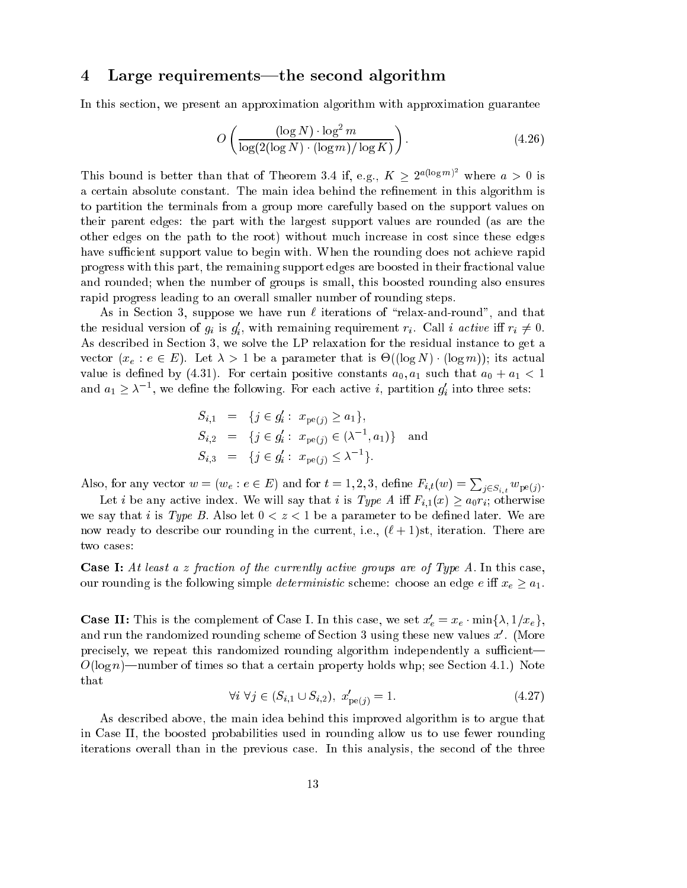## 4 Large requirements—the second algorithm

In this section, we present an approximation algorithm with approximation guarantee

$$O\left(\frac{(\log N)\cdot \log^2 m}{\log(2(\log N)\cdot (\log m)/\log K)}\right). \tag{4.26}$$

This bound is better than that of Theorem 3.4 if, e.g., $K \geq 2^{a(\log m)^2}$ where $a > 0$ is a certain absolute constant. The main idea behind the refinement in this algorithm is to partition the terminals from a group more carefully based on the support values on their parent edges: the part with the largest support values are rounded (as are the other edges on the path to the root) without much increase in cost since these edges have sufficient support value to begin with. When the rounding does not achieve rapid progress with this part, the remaining support edges are boosted in their fractional value and rounded; when the number of groups is small, this boosted rounding also ensures rapid progress leading to an overall smaller number of rounding steps.

As in Section 3, suppose we have run $\ell$ iterations of "relax-and-round", and that the residual version of $g_i$ is $g_i'$, with remaining requirement $r_i$. Call $i$ *active* iff $r_i \neq 0$. As described in Section 3, we solve the LP relaxation for the residual instance to get a vector $(x_e : e \in E)$. Let $\lambda > 1$ be a parameter that is $\Theta((\log N)\cdot(\log m))$; its actual value is defined by (4.31). For certain positive constants $a_0, a_1$ such that $a_0 + a_1 < 1$ and $a_1 \geq \lambda^{-1}$, we define the following. For each active $i$, partition $g_i'$ into three sets:

$$\begin{aligned}
S_{i,1} &= \{j \in g_i' :\ x_{\mathrm{pe}(j)} \geq a_1\}, \\
S_{i,2} &= \{j \in g_i' :\ x_{\mathrm{pe}(j)} \in (\lambda^{-1}, a_1)\} \quad \text{and} \\
S_{i,3} &= \{j \in g_i' :\ x_{\mathrm{pe}(j)} \leq \lambda^{-1}\}.
\end{aligned}$$

Also, for any vector $w = (w_e : e \in E)$ and for $t = 1, 2, 3$, define $F_{i,t}(w) = \sum_{j \in S_{i,t}} w_{\mathrm{pe}(j)}$.

Let $i$ be any active index. We will say that $i$ is *Type A* iff $F_{i,1}(x) \geq a_0 r_i$; otherwise we say that $i$ is *Type B*. Also let $0 < z < 1$ be a parameter to be defined later. We are now ready to describe our rounding in the current, i.e., $(\ell+1)$st, iteration. There are two cases:

**Case I:** *At least a $z$ fraction of the currently active groups are of Type A.* In this case, our rounding is the following simple *deterministic* scheme: choose an edge $e$ iff $x_e \geq a_1$.

**Case II:** This is the complement of Case I. In this case, we set $x_e' = x_e \cdot \min\{\lambda, 1/x_e\}$, and run the randomized rounding scheme of Section 3 using these new values $x'$. (More precisely, we repeat this randomized rounding algorithm independently a sufficient—$O(\log n)$—number of times so that a certain property holds whp; see Section 4.1.) Note that

$$\forall i\ \forall j \in (S_{i,1} \cup S_{i,2}),\ x'_{\mathrm{pe}(j)} = 1. \tag{4.27}$$

As described above, the main idea behind this improved algorithm is to argue that in Case II, the boosted probabilities used in rounding allow us to use fewer rounding iterations overall than in the previous case. In this analysis, the second of the three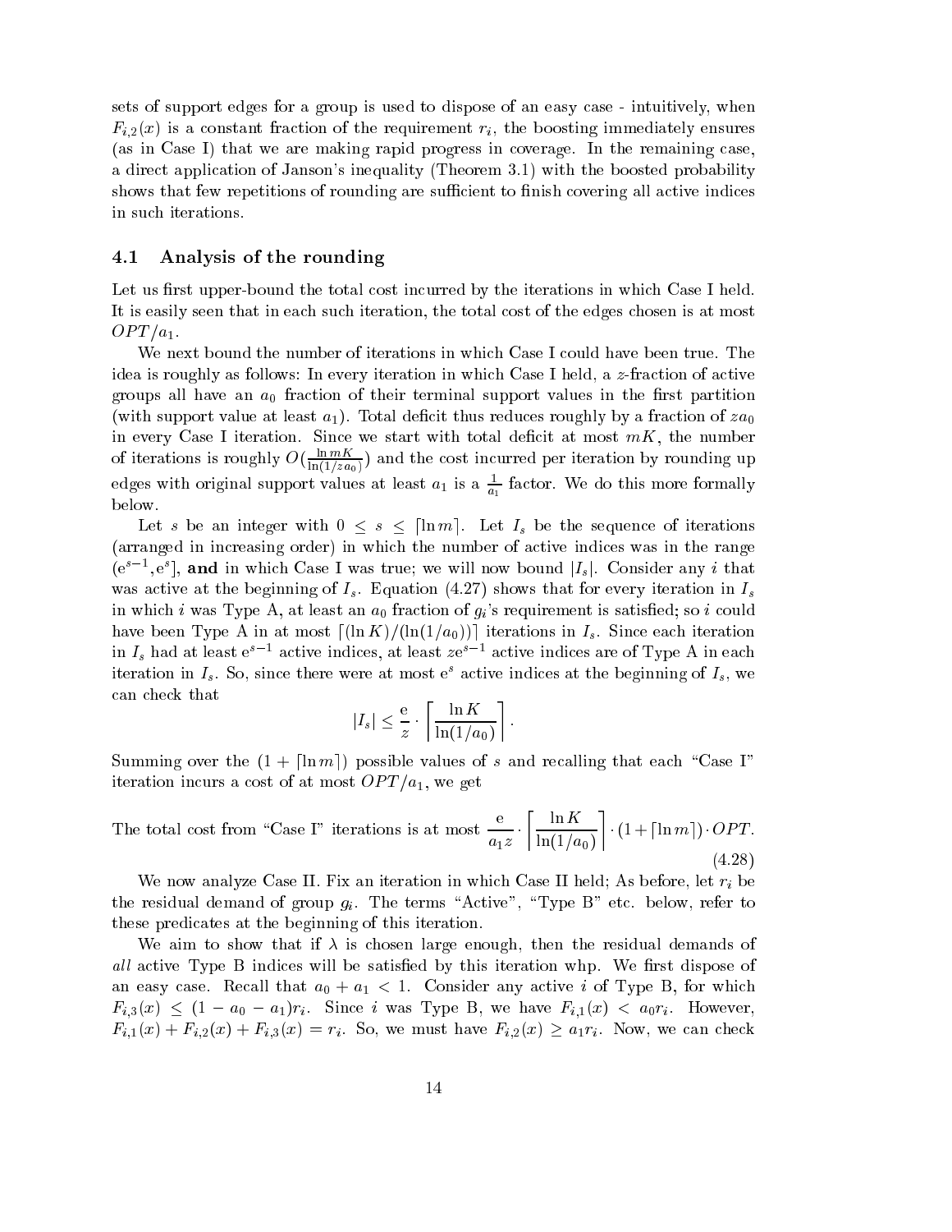sets of support edges for a group is used to dispose of an easy case - intuitively, when $F_{i,2}(x)$ is a constant fraction of the requirement $r_i$, the boosting immediately ensures (as in Case I) that we are making rapid progress in coverage. In the remaining case, a direct application of Janson's inequality (Theorem 3.1) with the boosted probability shows that few repetitions of rounding are sufficient to finish covering all active indices in such iterations.

## 4.1 Analysis of the rounding

Let us first upper-bound the total cost incurred by the iterations in which Case I held. It is easily seen that in each such iteration, the total cost of the edges chosen is at most $OPT/a_1$.

We next bound the number of iterations in which Case I could have been true. The idea is roughly as follows: In every iteration in which Case I held, a $z$-fraction of active groups all have an $a_0$ fraction of their terminal support values in the first partition (with support value at least $a_1$). Total deficit thus reduces roughly by a fraction of $za_0$ in every Case I iteration. Since we start with total deficit at most $mK$, the number of iterations is roughly $O(\frac{\ln mK}{\ln(1/za_0)})$ and the cost incurred per iteration by rounding up edges with original support values at least $a_1$ is a $\frac{1}{a_1}$ factor. We do this more formally below.

Let $s$ be an integer with $0 \leq s \leq \lceil \ln m \rceil$. Let $I_s$ be the sequence of iterations (arranged in increasing order) in which the number of active indices was in the range $(\mathrm{e}^{s-1}, \mathrm{e}^s]$, **and** in which Case I was true; we will now bound $|I_s|$. Consider any $i$ that was active at the beginning of $I_s$. Equation (4.27) shows that for every iteration in $I_s$ in which $i$ was Type A, at least an $a_0$ fraction of $g_i$'s requirement is satisfied; so $i$ could have been Type A in at most $\lceil (\ln K)/(\ln(1/a_0)) \rceil$ iterations in $I_s$. Since each iteration in $I_s$ had at least $\mathrm{e}^{s-1}$ active indices, at least $z\mathrm{e}^{s-1}$ active indices are of Type A in each iteration in $I_s$. So, since there were at most $\mathrm{e}^s$ active indices at the beginning of $I_s$, we can check that

$$|I_s| \leq \frac{\mathrm{e}}{z} \cdot \left\lceil \frac{\ln K}{\ln(1/a_0)} \right\rceil.$$

Summing over the $(1 + \lceil \ln m \rceil)$ possible values of $s$ and recalling that each "Case I" iteration incurs a cost of at most $OPT/a_1$, we get

$$\text{The total cost from "Case I" iterations is at most } \frac{\mathrm{e}}{a_1 z} \cdot \left\lceil \frac{\ln K}{\ln(1/a_0)} \right\rceil \cdot (1 + \lceil \ln m \rceil) \cdot OPT. \tag{4.28}$$

We now analyze Case II. Fix an iteration in which Case II held; As before, let $r_i$ be the residual demand of group $g_i$. The terms "Active", "Type B" etc. below, refer to these predicates at the beginning of this iteration.

We aim to show that if $\lambda$ is chosen large enough, then the residual demands of *all* active Type B indices will be satisfied by this iteration whp. We first dispose of an easy case. Recall that $a_0 + a_1 < 1$. Consider any active $i$ of Type B, for which $F_{i,3}(x) \leq (1 - a_0 - a_1)r_i$. Since $i$ was Type B, we have $F_{i,1}(x) < a_0 r_i$. However, $F_{i,1}(x) + F_{i,2}(x) + F_{i,3}(x) = r_i$. So, we must have $F_{i,2}(x) \geq a_1 r_i$. Now, we can check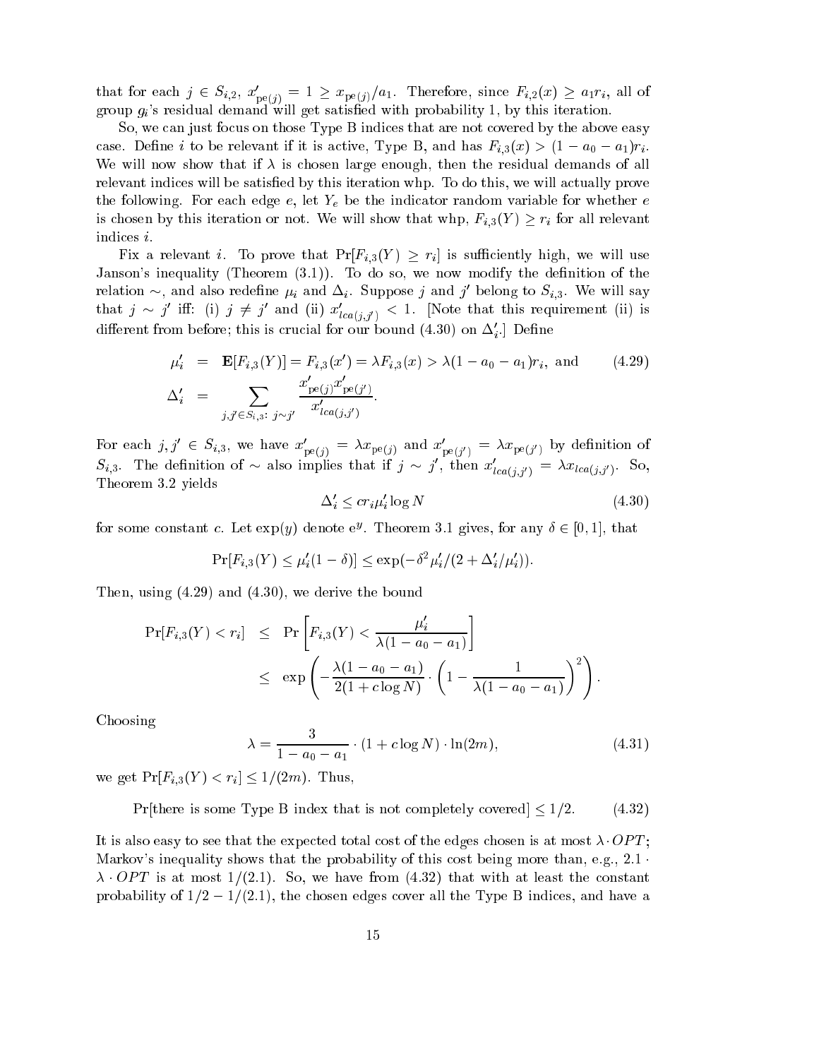that for each $j \in S_{i,2}$, $x'_{\mathrm{pe}(j)} = 1 \geq x_{\mathrm{pe}(j)}/a_1$. Therefore, since $F_{i,2}(x) \geq a_1 r_i$, all of group $g_i$'s residual demand will get satisfied with probability 1, by this iteration.

So, we can just focus on those Type B indices that are not covered by the above easy case. Define $i$ to be relevant if it is active, Type B, and has $F_{i,3}(x) > (1 - a_0 - a_1)r_i$. We will now show that if $\lambda$ is chosen large enough, then the residual demands of all relevant indices will be satisfied by this iteration whp. To do this, we will actually prove the following. For each edge $e$, let $Y_e$ be the indicator random variable for whether $e$ is chosen by this iteration or not. We will show that whp, $F_{i,3}(Y) \geq r_i$ for all relevant indices $i$.

Fix a relevant $i$. To prove that $\Pr[F_{i,3}(Y) \geq r_i]$ is sufficiently high, we will use Janson's inequality (Theorem (3.1)). To do so, we now modify the definition of the relation $\sim$, and also redefine $\mu_i$ and $\Delta_i$. Suppose $j$ and $j'$ belong to $S_{i,3}$. We will say that $j \sim j'$ iff: (i) $j \neq j'$ and (ii) $x'_{lca(j,j')} < 1$. [Note that this requirement (ii) is different from before; this is crucial for our bound (4.30) on $\Delta'_i$.] Define

$$
\begin{aligned}
\mu'_i &= \mathbf{E}[F_{i,3}(Y)] = F_{i,3}(x') = \lambda F_{i,3}(x) > \lambda(1 - a_0 - a_1)r_i, \text{ and} \qquad (4.29)\\
\Delta'_i &= \sum_{j,j' \in S_{i,3}:\ j \sim j'} \frac{x'_{\mathrm{pe}(j)} x'_{\mathrm{pe}(j')}}{x'_{lca(j,j')}}.
\end{aligned}
$$

For each $j, j' \in S_{i,3}$, we have $x'_{\mathrm{pe}(j)} = \lambda x_{\mathrm{pe}(j)}$ and $x'_{\mathrm{pe}(j')} = \lambda x_{\mathrm{pe}(j')}$ by definition of $S_{i,3}$. The definition of $\sim$ also implies that if $j \sim j'$, then $x'_{lca(j,j')} = \lambda x_{lca(j,j')}$. So, Theorem 3.2 yields

$$
\Delta'_i \leq c r_i \mu'_i \log N \qquad (4.30)
$$

for some constant $c$. Let $\exp(y)$ denote $e^y$. Theorem 3.1 gives, for any $\delta \in [0, 1]$, that

$$
\Pr[F_{i,3}(Y) \leq \mu'_i(1 - \delta)] \leq \exp(-\delta^2 \mu'_i/(2 + \Delta'_i/\mu'_i)).
$$

Then, using (4.29) and (4.30), we derive the bound

$$
\begin{aligned}
\Pr[F_{i,3}(Y) < r_i] &\leq \Pr\left[F_{i,3}(Y) < \frac{\mu'_i}{\lambda(1 - a_0 - a_1)}\right] \\
&\leq \exp\left(-\frac{\lambda(1 - a_0 - a_1)}{2(1 + c \log N)} \cdot \left(1 - \frac{1}{\lambda(1 - a_0 - a_1)}\right)^2\right).
\end{aligned}
$$

Choosing

$$
\lambda = \frac{3}{1 - a_0 - a_1} \cdot (1 + c \log N) \cdot \ln(2m), \qquad (4.31)
$$

we get $\Pr[F_{i,3}(Y) < r_i] \leq 1/(2m)$. Thus,

$$
\Pr[\text{there is some Type B index that is not completely covered}] \leq 1/2. \qquad (4.32)
$$

It is also easy to see that the expected total cost of the edges chosen is at most $\lambda \cdot OPT$; Markov's inequality shows that the probability of this cost being more than, e.g., $2.1 \cdot \lambda \cdot OPT$ is at most $1/(2.1)$. So, we have from (4.32) that with at least the constant probability of $1/2 - 1/(2.1)$, the chosen edges cover all the Type B indices, and have a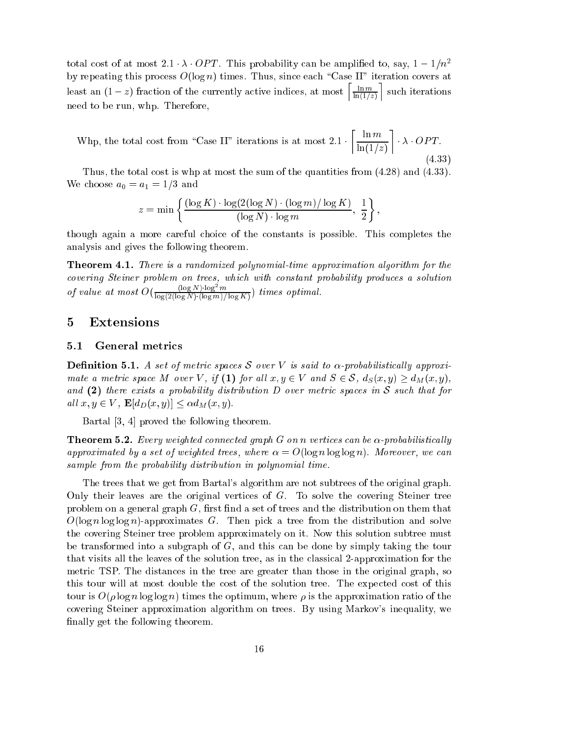total cost of at most $2.1 \cdot \lambda \cdot OPT$. This probability can be amplified to, say, $1 - 1/n^2$ by repeating this process $O(\log n)$ times. Thus, since each "Case II" iteration covers at least an $(1-z)$ fraction of the currently active indices, at most $\left\lceil \frac{\ln m}{\ln(1/z)} \right\rceil$ such iterations need to be run, whp. Therefore,

$$\text{Whp, the total cost from "Case II" iterations is at most } 2.1 \cdot \left\lceil \frac{\ln m}{\ln(1/z)} \right\rceil \cdot \lambda \cdot OPT. \tag{4.33}$$

Thus, the total cost is whp at most the sum of the quantities from (4.28) and (4.33). We choose $a_0 = a_1 = 1/3$ and

$$z = \min \left\{ \frac{(\log K) \cdot \log(2(\log N) \cdot (\log m)/\log K)}{(\log N) \cdot \log m}, \ \frac{1}{2} \right\},$$

though again a more careful choice of the constants is possible. This completes the analysis and gives the following theorem.

**Theorem 4.1.** *There is a randomized polynomial-time approximation algorithm for the covering Steiner problem on trees, which with constant probability produces a solution of value at most $O(\frac{(\log N) \cdot \log^2 m}{\log(2(\log N) \cdot (\log m)/\log K)})$ times optimal.*

# 5 Extensions

## 5.1 General metrics

**Definition 5.1.** *A set of metric spaces $\mathcal{S}$ over $V$ is said to $\alpha$-probabilistically approximate a metric space $M$ over $V$, if* **(1)** *for all $x, y \in V$ and $S \in \mathcal{S}$, $d_S(x,y) \geq d_M(x,y)$, and* **(2)** *there exists a probability distribution $D$ over metric spaces in $\mathcal{S}$ such that for all $x, y \in V$, $\mathbf{E}[d_D(x,y)] \leq \alpha d_M(x,y)$.*

Bartal [3, 4] proved the following theorem.

**Theorem 5.2.** *Every weighted connected graph $G$ on $n$ vertices can be $\alpha$-probabilistically approximated by a set of weighted trees, where $\alpha = O(\log n \log\log n)$. Moreover, we can sample from the probability distribution in polynomial time.*

The trees that we get from Bartal's algorithm are not subtrees of the original graph. Only their leaves are the original vertices of $G$. To solve the covering Steiner tree problem on a general graph $G$, first find a set of trees and the distribution on them that $O(\log n \log\log n)$-approximates $G$. Then pick a tree from the distribution and solve the covering Steiner tree problem approximately on it. Now this solution subtree must be transformed into a subgraph of $G$, and this can be done by simply taking the tour that visits all the leaves of the solution tree, as in the classical 2-approximation for the metric TSP. The distances in the tree are greater than those in the original graph, so this tour will at most double the cost of the solution tree. The expected cost of this tour is $O(\rho \log n \log\log n)$ times the optimum, where $\rho$ is the approximation ratio of the covering Steiner approximation algorithm on trees. By using Markov's inequality, we finally get the following theorem.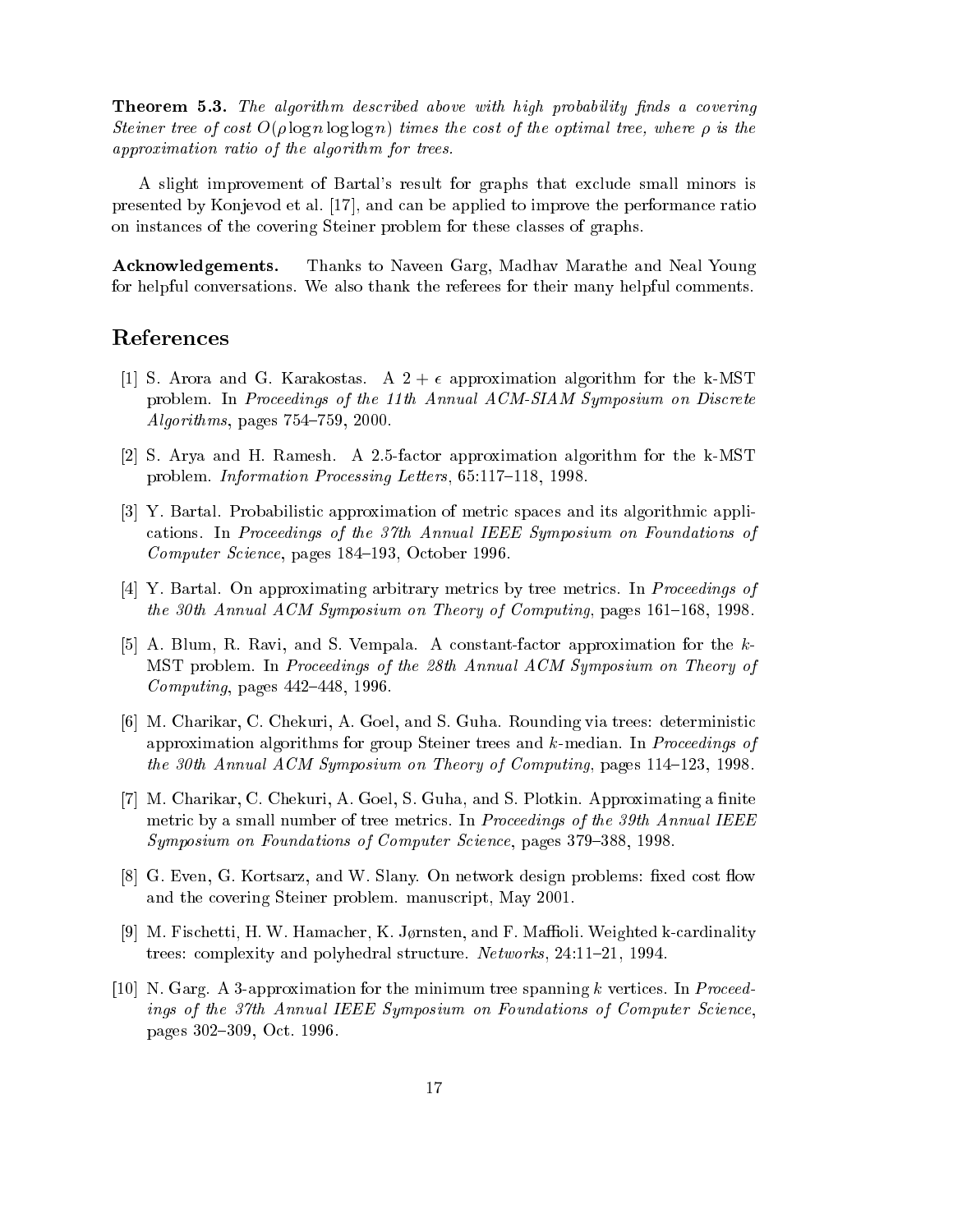**Theorem 5.3.** *The algorithm described above with high probability finds a covering Steiner tree of cost $O(\rho \log n \log\log n)$ times the cost of the optimal tree, where $\rho$ is the approximation ratio of the algorithm for trees.*

A slight improvement of Bartal's result for graphs that exclude small minors is presented by Konjevod et al. [17], and can be applied to improve the performance ratio on instances of the covering Steiner problem for these classes of graphs.

**Acknowledgements.** Thanks to Naveen Garg, Madhav Marathe and Neal Young for helpful conversations. We also thank the referees for their many helpful comments.

## References

[1] S. Arora and G. Karakostas. A $2 + \epsilon$ approximation algorithm for the k-MST problem. In *Proceedings of the 11th Annual ACM-SIAM Symposium on Discrete Algorithms*, pages 754–759, 2000.

[2] S. Arya and H. Ramesh. A 2.5-factor approximation algorithm for the k-MST problem. *Information Processing Letters*, 65:117–118, 1998.

[3] Y. Bartal. Probabilistic approximation of metric spaces and its algorithmic applications. In *Proceedings of the 37th Annual IEEE Symposium on Foundations of Computer Science*, pages 184–193, October 1996.

[4] Y. Bartal. On approximating arbitrary metrics by tree metrics. In *Proceedings of the 30th Annual ACM Symposium on Theory of Computing*, pages 161–168, 1998.

[5] A. Blum, R. Ravi, and S. Vempala. A constant-factor approximation for the $k$-MST problem. In *Proceedings of the 28th Annual ACM Symposium on Theory of Computing*, pages 442–448, 1996.

[6] M. Charikar, C. Chekuri, A. Goel, and S. Guha. Rounding via trees: deterministic approximation algorithms for group Steiner trees and $k$-median. In *Proceedings of the 30th Annual ACM Symposium on Theory of Computing*, pages 114–123, 1998.

[7] M. Charikar, C. Chekuri, A. Goel, S. Guha, and S. Plotkin. Approximating a finite metric by a small number of tree metrics. In *Proceedings of the 39th Annual IEEE Symposium on Foundations of Computer Science*, pages 379–388, 1998.

[8] G. Even, G. Kortsarz, and W. Slany. On network design problems: fixed cost flow and the covering Steiner problem. manuscript, May 2001.

[9] M. Fischetti, H. W. Hamacher, K. Jørnsten, and F. Maffioli. Weighted k-cardinality trees: complexity and polyhedral structure. *Networks*, 24:11–21, 1994.

[10] N. Garg. A 3-approximation for the minimum tree spanning $k$ vertices. In *Proceedings of the 37th Annual IEEE Symposium on Foundations of Computer Science*, pages 302–309, Oct. 1996.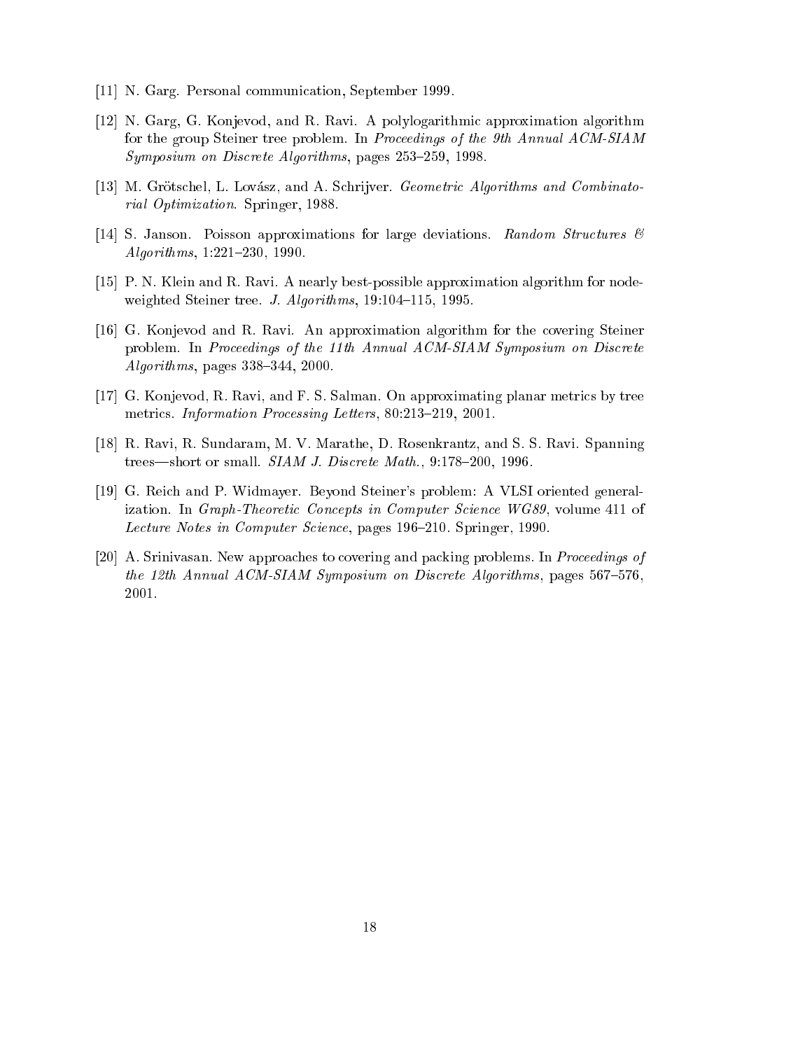[11] N. Garg. Personal communication, September 1999.

[12] N. Garg, G. Konjevod, and R. Ravi. A polylogarithmic approximation algorithm for the group Steiner tree problem. In *Proceedings of the 9th Annual ACM-SIAM Symposium on Discrete Algorithms*, pages 253–259, 1998.

[13] M. Grötschel, L. Lovász, and A. Schrijver. *Geometric Algorithms and Combinatorial Optimization*. Springer, 1988.

[14] S. Janson. Poisson approximations for large deviations. *Random Structures & Algorithms*, 1:221–230, 1990.

[15] P. N. Klein and R. Ravi. A nearly best-possible approximation algorithm for node-weighted Steiner tree. *J. Algorithms*, 19:104–115, 1995.

[16] G. Konjevod and R. Ravi. An approximation algorithm for the covering Steiner problem. In *Proceedings of the 11th Annual ACM-SIAM Symposium on Discrete Algorithms*, pages 338–344, 2000.

[17] G. Konjevod, R. Ravi, and F. S. Salman. On approximating planar metrics by tree metrics. *Information Processing Letters*, 80:213–219, 2001.

[18] R. Ravi, R. Sundaram, M. V. Marathe, D. Rosenkrantz, and S. S. Ravi. Spanning trees—short or small. *SIAM J. Discrete Math.*, 9:178–200, 1996.

[19] G. Reich and P. Widmayer. Beyond Steiner's problem: A VLSI oriented generalization. In *Graph-Theoretic Concepts in Computer Science WG89*, volume 411 of *Lecture Notes in Computer Science*, pages 196–210. Springer, 1990.

[20] A. Srinivasan. New approaches to covering and packing problems. In *Proceedings of the 12th Annual ACM-SIAM Symposium on Discrete Algorithms*, pages 567–576, 2001.